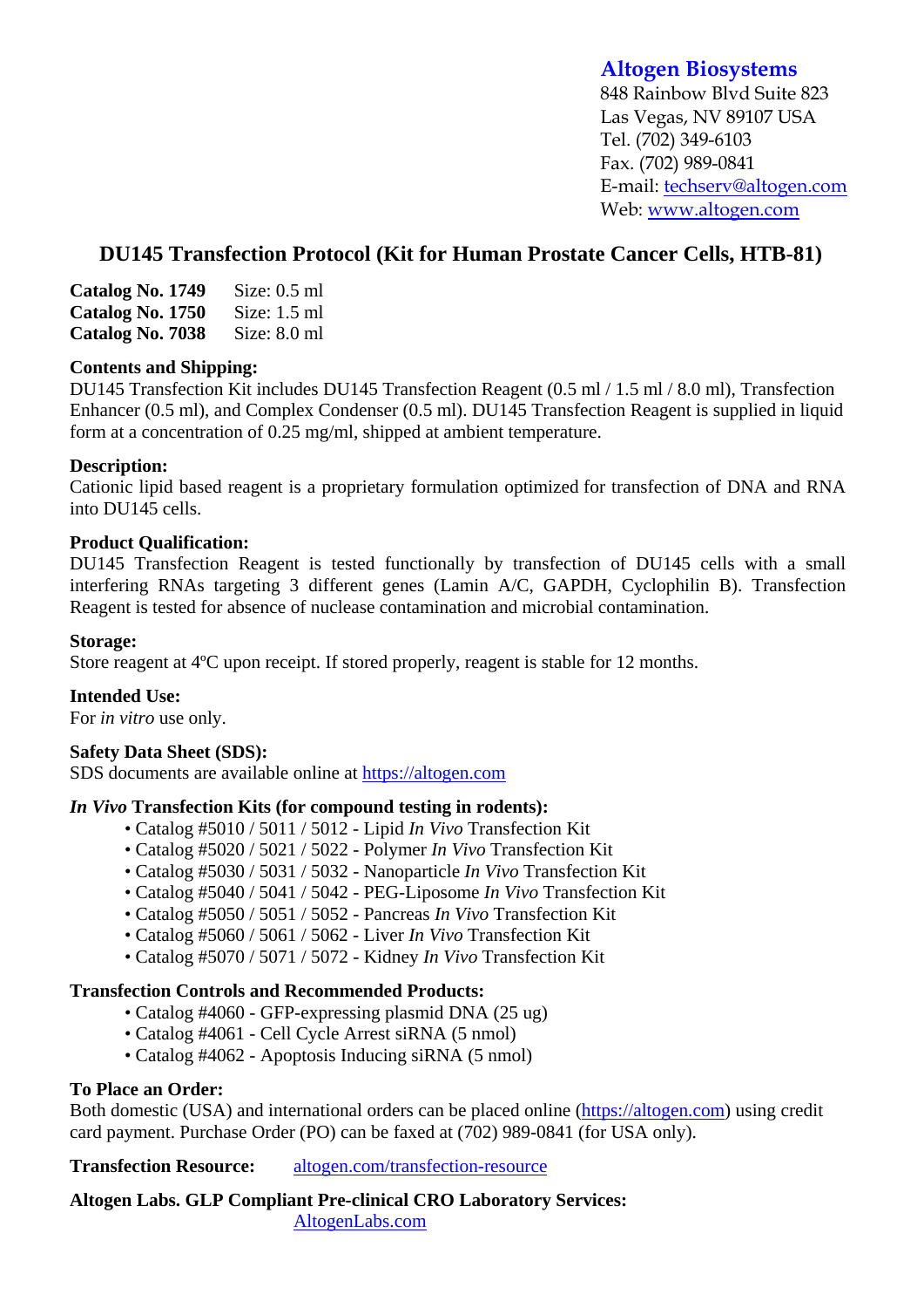**Altogen Biosystems**
848 Rainbow Blvd Suite 823
Las Vegas, NV 89107 USA
Tel. (702) 349-6103
Fax. (702) 989-0841
E-mail: techserv@altogen.com
Web: www.altogen.com

# DU145 Transfection Protocol (Kit for Human Prostate Cancer Cells, HTB-81)

**Catalog No. 1749** Size: 0.5 ml
**Catalog No. 1750** Size: 1.5 ml
**Catalog No. 7038** Size: 8.0 ml

**Contents and Shipping:**
DU145 Transfection Kit includes DU145 Transfection Reagent (0.5 ml / 1.5 ml / 8.0 ml), Transfection Enhancer (0.5 ml), and Complex Condenser (0.5 ml). DU145 Transfection Reagent is supplied in liquid form at a concentration of 0.25 mg/ml, shipped at ambient temperature.

**Description:**
Cationic lipid based reagent is a proprietary formulation optimized for transfection of DNA and RNA into DU145 cells.

**Product Qualification:**
DU145 Transfection Reagent is tested functionally by transfection of DU145 cells with a small interfering RNAs targeting 3 different genes (Lamin A/C, GAPDH, Cyclophilin B). Transfection Reagent is tested for absence of nuclease contamination and microbial contamination.

**Storage:**
Store reagent at 4ºC upon receipt. If stored properly, reagent is stable for 12 months.

**Intended Use:**
For *in vitro* use only.

**Safety Data Sheet (SDS):**
SDS documents are available online at https://altogen.com

***In Vivo* Transfection Kits (for compound testing in rodents):**

- Catalog #5010 / 5011 / 5012 - Lipid *In Vivo* Transfection Kit
- Catalog #5020 / 5021 / 5022 - Polymer *In Vivo* Transfection Kit
- Catalog #5030 / 5031 / 5032 - Nanoparticle *In Vivo* Transfection Kit
- Catalog #5040 / 5041 / 5042 - PEG-Liposome *In Vivo* Transfection Kit
- Catalog #5050 / 5051 / 5052 - Pancreas *In Vivo* Transfection Kit
- Catalog #5060 / 5061 / 5062 - Liver *In Vivo* Transfection Kit
- Catalog #5070 / 5071 / 5072 - Kidney *In Vivo* Transfection Kit

**Transfection Controls and Recommended Products:**

- Catalog #4060 - GFP-expressing plasmid DNA (25 ug)
- Catalog #4061 - Cell Cycle Arrest siRNA (5 nmol)
- Catalog #4062 - Apoptosis Inducing siRNA (5 nmol)

**To Place an Order:**
Both domestic (USA) and international orders can be placed online (https://altogen.com) using credit card payment. Purchase Order (PO) can be faxed at (702) 989-0841 (for USA only).

**Transfection Resource:** altogen.com/transfection-resource

**Altogen Labs. GLP Compliant Pre-clinical CRO Laboratory Services:**
AltogenLabs.com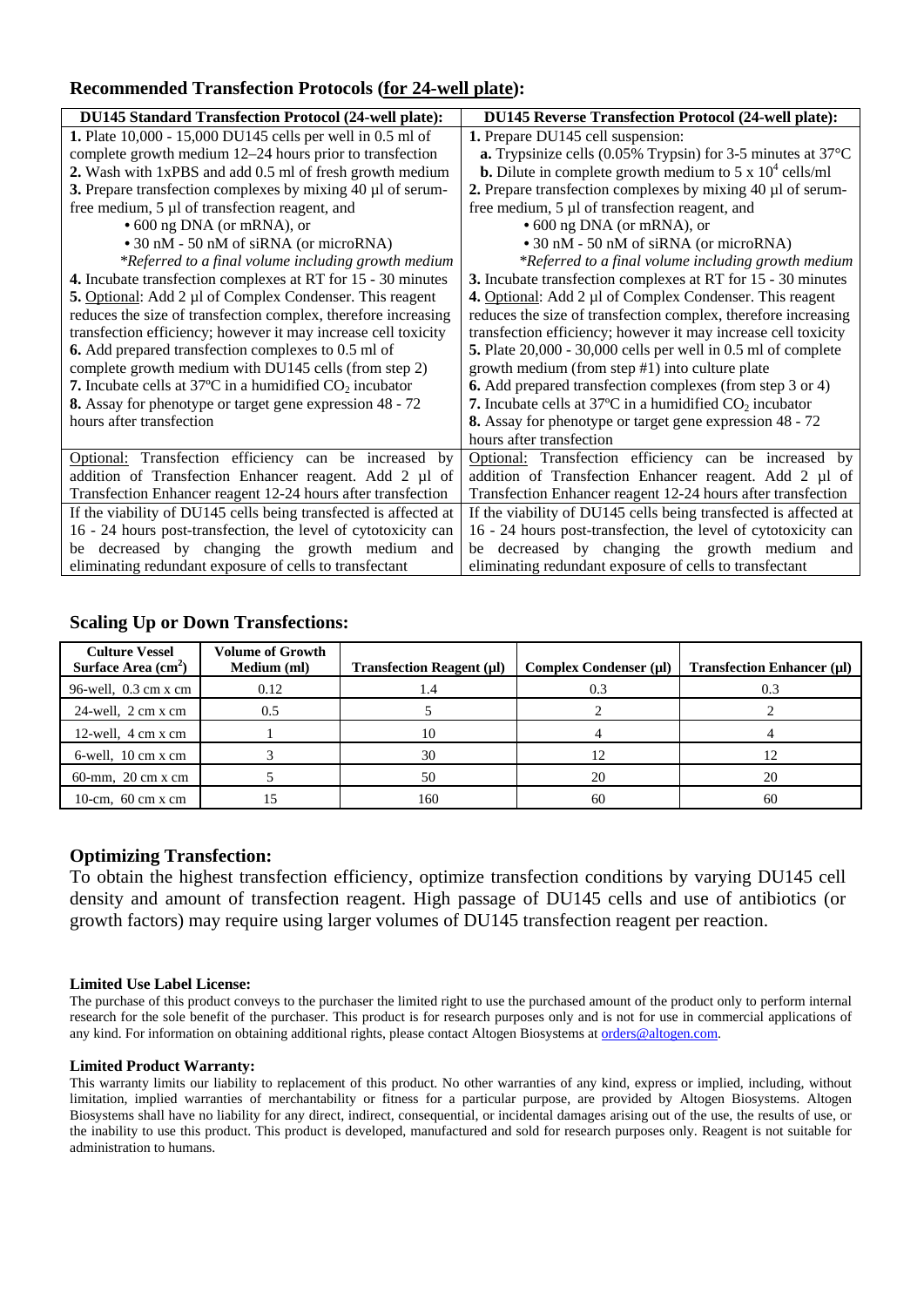## Recommended Transfection Protocols (for 24-well plate):

| DU145 Standard Transfection Protocol (24-well plate): | DU145 Reverse Transfection Protocol (24-well plate): |
|---|---|
| **1.** Plate 10,000 - 15,000 DU145 cells per well in 0.5 ml of complete growth medium 12–24 hours prior to transfection<br>**2.** Wash with 1xPBS and add 0.5 ml of fresh growth medium<br>**3.** Prepare transfection complexes by mixing 40 µl of serum-free medium, 5 µl of transfection reagent, and<br>• 600 ng DNA (or mRNA), or<br>• 30 nM - 50 nM of siRNA (or microRNA)<br>*\*Referred to a final volume including growth medium*<br>**4.** Incubate transfection complexes at RT for 15 - 30 minutes<br>**5.** Optional: Add 2 µl of Complex Condenser. This reagent reduces the size of transfection complex, therefore increasing transfection efficiency; however it may increase cell toxicity<br>**6.** Add prepared transfection complexes to 0.5 ml of complete growth medium with DU145 cells (from step 2)<br>**7.** Incubate cells at 37ºC in a humidified $CO_2$ incubator<br>**8.** Assay for phenotype or target gene expression 48 - 72 hours after transfection | **1.** Prepare DU145 cell suspension:<br>**a.** Trypsinize cells (0.05% Trypsin) for 3-5 minutes at 37°C<br>**b.** Dilute in complete growth medium to $5 \times 10^4$ cells/ml<br>**2.** Prepare transfection complexes by mixing 40 µl of serum-free medium, 5 µl of transfection reagent, and<br>• 600 ng DNA (or mRNA), or<br>• 30 nM - 50 nM of siRNA (or microRNA)<br>*\*Referred to a final volume including growth medium*<br>**3.** Incubate transfection complexes at RT for 15 - 30 minutes<br>**4.** Optional: Add 2 µl of Complex Condenser. This reagent reduces the size of transfection complex, therefore increasing transfection efficiency; however it may increase cell toxicity<br>**5.** Plate 20,000 - 30,000 cells per well in 0.5 ml of complete growth medium (from step #1) into culture plate<br>**6.** Add prepared transfection complexes (from step 3 or 4)<br>**7.** Incubate cells at 37ºC in a humidified $CO_2$ incubator<br>**8.** Assay for phenotype or target gene expression 48 - 72 hours after transfection |
| Optional: Transfection efficiency can be increased by addition of Transfection Enhancer reagent. Add 2 µl of Transfection Enhancer reagent 12-24 hours after transfection | Optional: Transfection efficiency can be increased by addition of Transfection Enhancer reagent. Add 2 µl of Transfection Enhancer reagent 12-24 hours after transfection |
| If the viability of DU145 cells being transfected is affected at 16 - 24 hours post-transfection, the level of cytotoxicity can be decreased by changing the growth medium and eliminating redundant exposure of cells to transfectant | If the viability of DU145 cells being transfected is affected at 16 - 24 hours post-transfection, the level of cytotoxicity can be decreased by changing the growth medium and eliminating redundant exposure of cells to transfectant |

## Scaling Up or Down Transfections:

| Culture Vessel Surface Area ($cm^2$) | Volume of Growth Medium (ml) | Transfection Reagent (µl) | Complex Condenser (µl) | Transfection Enhancer (µl) |
|---|---|---|---|---|
| 96-well, 0.3 cm x cm | 0.12 | 1.4 | 0.3 | 0.3 |
| 24-well, 2 cm x cm | 0.5 | 5 | 2 | 2 |
| 12-well, 4 cm x cm | 1 | 10 | 4 | 4 |
| 6-well, 10 cm x cm | 3 | 30 | 12 | 12 |
| 60-mm, 20 cm x cm | 5 | 50 | 20 | 20 |
| 10-cm, 60 cm x cm | 15 | 160 | 60 | 60 |

## Optimizing Transfection:

To obtain the highest transfection efficiency, optimize transfection conditions by varying DU145 cell density and amount of transfection reagent. High passage of DU145 cells and use of antibiotics (or growth factors) may require using larger volumes of DU145 transfection reagent per reaction.

#### Limited Use Label License:

The purchase of this product conveys to the purchaser the limited right to use the purchased amount of the product only to perform internal research for the sole benefit of the purchaser. This product is for research purposes only and is not for use in commercial applications of any kind. For information on obtaining additional rights, please contact Altogen Biosystems at orders@altogen.com.

#### Limited Product Warranty:

This warranty limits our liability to replacement of this product. No other warranties of any kind, express or implied, including, without limitation, implied warranties of merchantability or fitness for a particular purpose, are provided by Altogen Biosystems. Altogen Biosystems shall have no liability for any direct, indirect, consequential, or incidental damages arising out of the use, the results of use, or the inability to use this product. This product is developed, manufactured and sold for research purposes only. Reagent is not suitable for administration to humans.